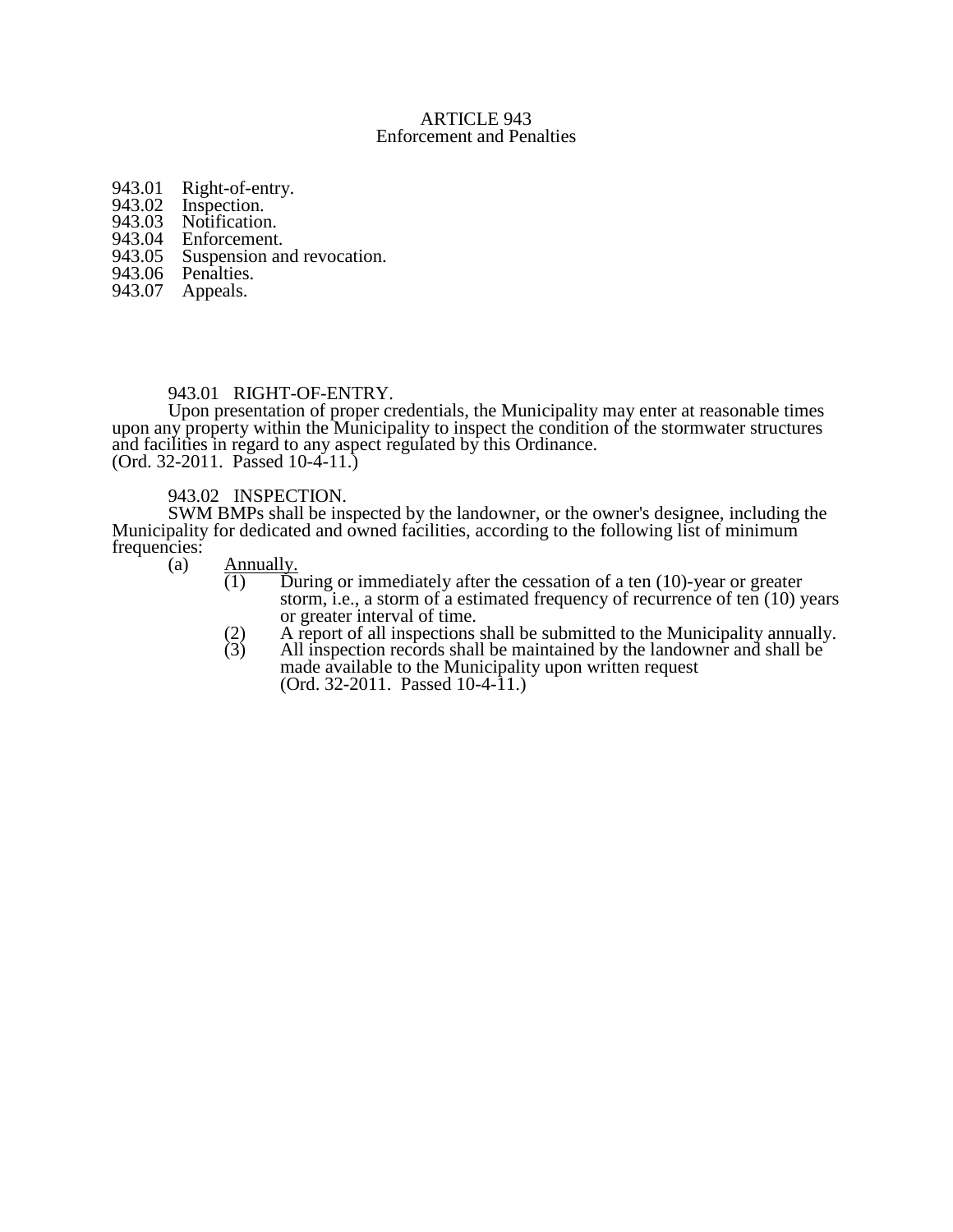# ARTICLE 943
## Enforcement and Penalties

943.01 Right-of-entry.
943.02 Inspection.
943.03 Notification.
943.04 Enforcement.
943.05 Suspension and revocation.
943.06 Penalties.
943.07 Appeals.

### 943.01 RIGHT-OF-ENTRY.

Upon presentation of proper credentials, the Municipality may enter at reasonable times upon any property within the Municipality to inspect the condition of the stormwater structures and facilities in regard to any aspect regulated by this Ordinance.
(Ord. 32-2011. Passed 10-4-11.)

### 943.02 INSPECTION.

SWM BMPs shall be inspected by the landowner, or the owner's designee, including the Municipality for dedicated and owned facilities, according to the following list of minimum frequencies:

(a) Annually.

(1) During or immediately after the cessation of a ten (10)-year or greater storm, i.e., a storm of a estimated frequency of recurrence of ten (10) years or greater interval of time.

(2) A report of all inspections shall be submitted to the Municipality annually.

(3) All inspection records shall be maintained by the landowner and shall be made available to the Municipality upon written request
(Ord. 32-2011. Passed 10-4-11.)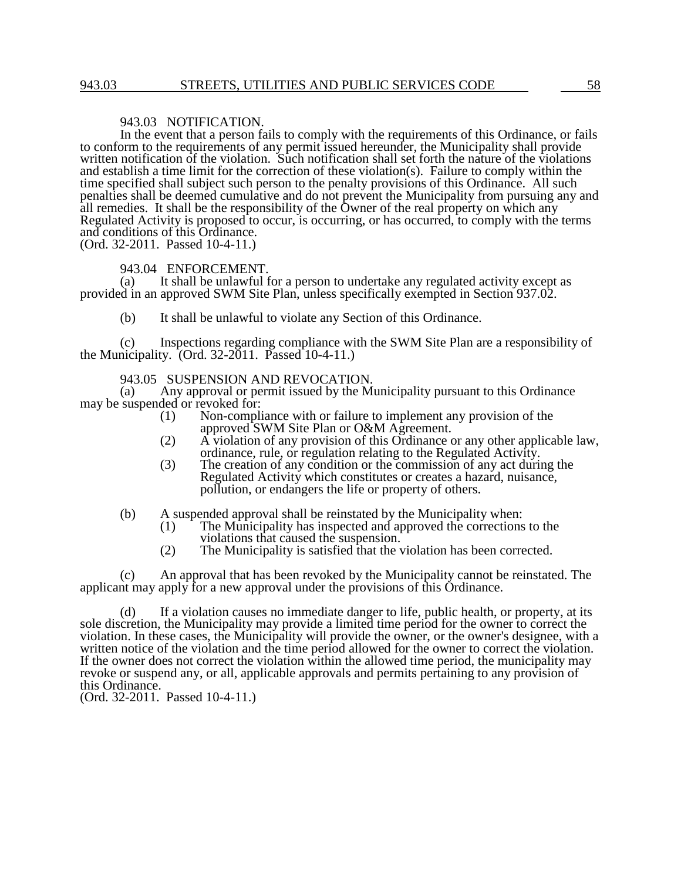### 943.03 NOTIFICATION.

In the event that a person fails to comply with the requirements of this Ordinance, or fails to conform to the requirements of any permit issued hereunder, the Municipality shall provide written notification of the violation. Such notification shall set forth the nature of the violations and establish a time limit for the correction of these violation(s). Failure to comply within the time specified shall subject such person to the penalty provisions of this Ordinance. All such penalties shall be deemed cumulative and do not prevent the Municipality from pursuing any and all remedies. It shall be the responsibility of the Owner of the real property on which any Regulated Activity is proposed to occur, is occurring, or has occurred, to comply with the terms and conditions of this Ordinance.
(Ord. 32-2011. Passed 10-4-11.)

### 943.04 ENFORCEMENT.

(a) It shall be unlawful for a person to undertake any regulated activity except as provided in an approved SWM Site Plan, unless specifically exempted in Section 937.02.

(b) It shall be unlawful to violate any Section of this Ordinance.

(c) Inspections regarding compliance with the SWM Site Plan are a responsibility of the Municipality. (Ord. 32-2011. Passed 10-4-11.)

### 943.05 SUSPENSION AND REVOCATION.

(a) Any approval or permit issued by the Municipality pursuant to this Ordinance may be suspended or revoked for:

- (1) Non-compliance with or failure to implement any provision of the approved SWM Site Plan or O&M Agreement.
- (2) A violation of any provision of this Ordinance or any other applicable law, ordinance, rule, or regulation relating to the Regulated Activity.
- (3) The creation of any condition or the commission of any act during the Regulated Activity which constitutes or creates a hazard, nuisance, pollution, or endangers the life or property of others.

(b) A suspended approval shall be reinstated by the Municipality when:

- (1) The Municipality has inspected and approved the corrections to the violations that caused the suspension.
- (2) The Municipality is satisfied that the violation has been corrected.

(c) An approval that has been revoked by the Municipality cannot be reinstated. The applicant may apply for a new approval under the provisions of this Ordinance.

(d) If a violation causes no immediate danger to life, public health, or property, at its sole discretion, the Municipality may provide a limited time period for the owner to correct the violation. In these cases, the Municipality will provide the owner, or the owner's designee, with a written notice of the violation and the time period allowed for the owner to correct the violation. If the owner does not correct the violation within the allowed time period, the municipality may revoke or suspend any, or all, applicable approvals and permits pertaining to any provision of this Ordinance.
(Ord. 32-2011. Passed 10-4-11.)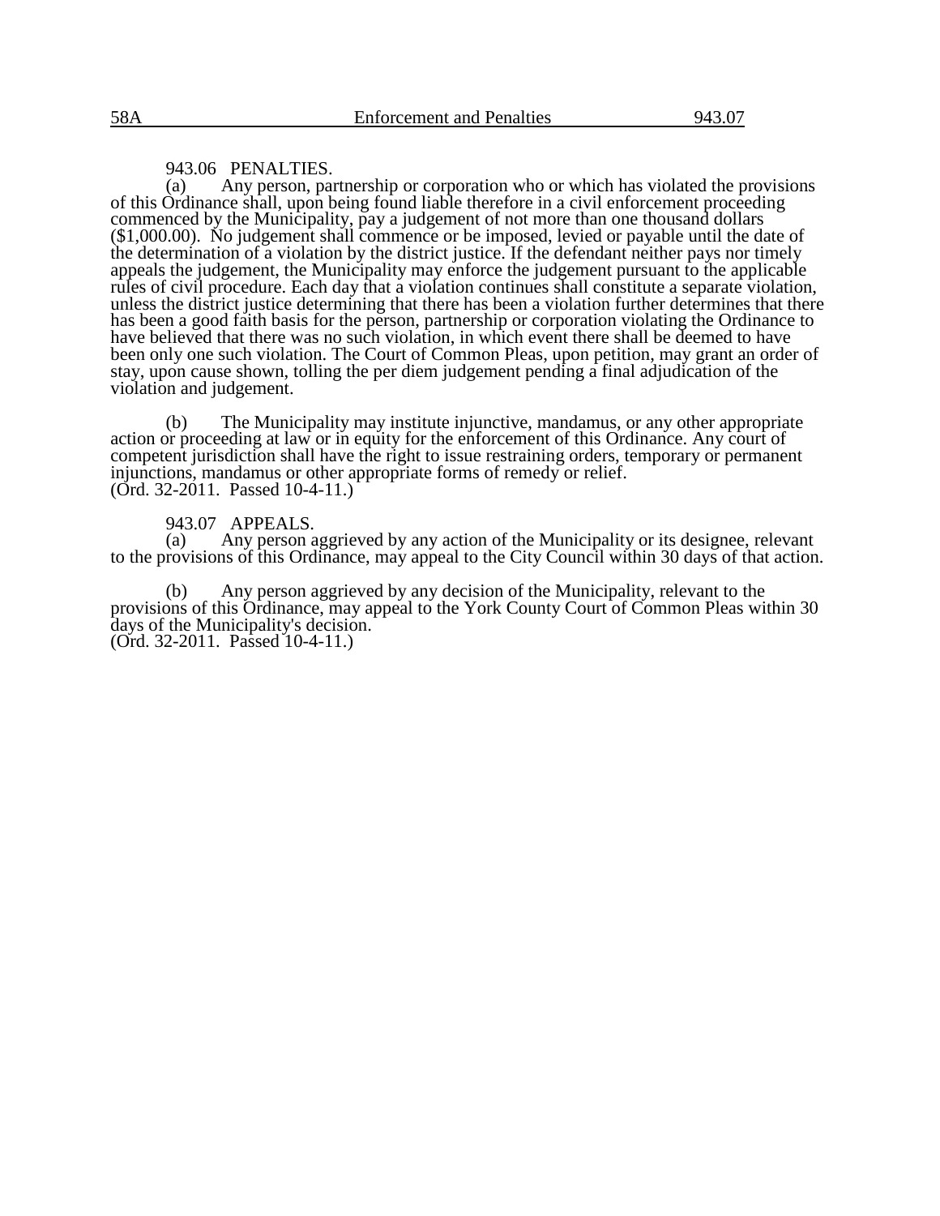## 943.06 PENALTIES.

(a) Any person, partnership or corporation who or which has violated the provisions of this Ordinance shall, upon being found liable therefore in a civil enforcement proceeding commenced by the Municipality, pay a judgement of not more than one thousand dollars ($1,000.00). No judgement shall commence or be imposed, levied or payable until the date of the determination of a violation by the district justice. If the defendant neither pays nor timely appeals the judgement, the Municipality may enforce the judgement pursuant to the applicable rules of civil procedure. Each day that a violation continues shall constitute a separate violation, unless the district justice determining that there has been a violation further determines that there has been a good faith basis for the person, partnership or corporation violating the Ordinance to have believed that there was no such violation, in which event there shall be deemed to have been only one such violation. The Court of Common Pleas, upon petition, may grant an order of stay, upon cause shown, tolling the per diem judgement pending a final adjudication of the violation and judgement.

(b) The Municipality may institute injunctive, mandamus, or any other appropriate action or proceeding at law or in equity for the enforcement of this Ordinance. Any court of competent jurisdiction shall have the right to issue restraining orders, temporary or permanent injunctions, mandamus or other appropriate forms of remedy or relief.
(Ord. 32-2011. Passed 10-4-11.)

## 943.07 APPEALS.

(a) Any person aggrieved by any action of the Municipality or its designee, relevant to the provisions of this Ordinance, may appeal to the City Council within 30 days of that action.

(b) Any person aggrieved by any decision of the Municipality, relevant to the provisions of this Ordinance, may appeal to the York County Court of Common Pleas within 30 days of the Municipality's decision.
(Ord. 32-2011. Passed 10-4-11.)